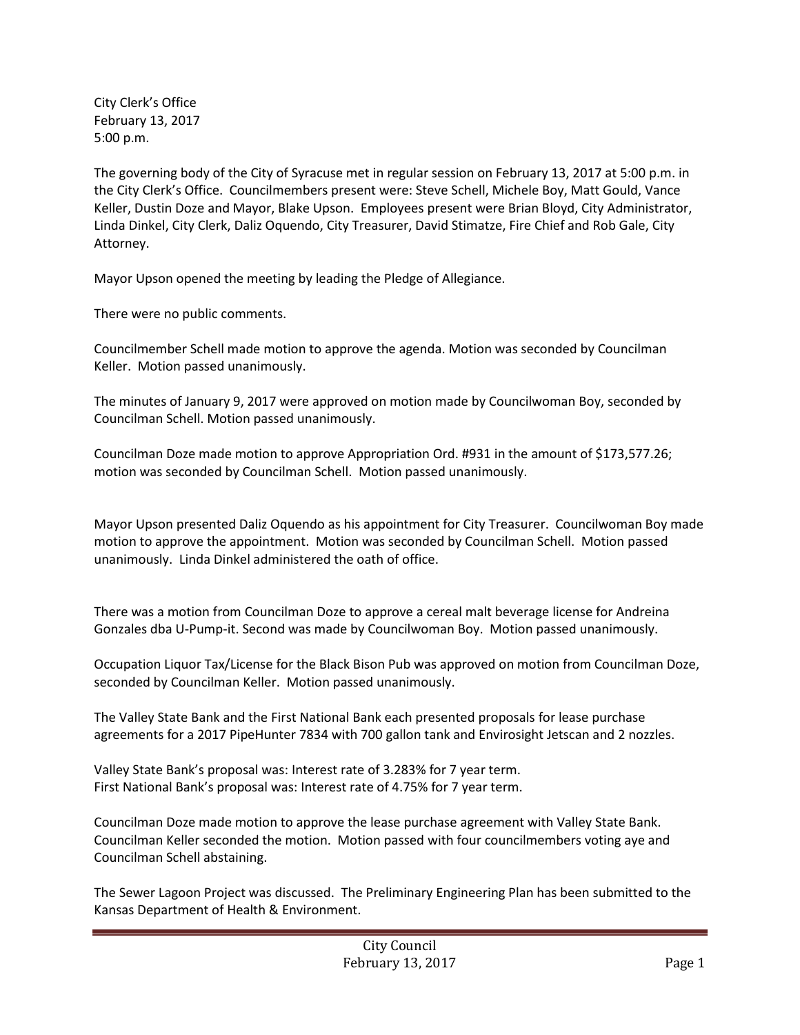City Clerk's Office
February 13, 2017
5:00 p.m.

The governing body of the City of Syracuse met in regular session on February 13, 2017 at 5:00 p.m. in the City Clerk's Office. Councilmembers present were: Steve Schell, Michele Boy, Matt Gould, Vance Keller, Dustin Doze and Mayor, Blake Upson. Employees present were Brian Bloyd, City Administrator, Linda Dinkel, City Clerk, Daliz Oquendo, City Treasurer, David Stimatze, Fire Chief and Rob Gale, City Attorney.

Mayor Upson opened the meeting by leading the Pledge of Allegiance.

There were no public comments.

Councilmember Schell made motion to approve the agenda. Motion was seconded by Councilman Keller. Motion passed unanimously.

The minutes of January 9, 2017 were approved on motion made by Councilwoman Boy, seconded by Councilman Schell. Motion passed unanimously.

Councilman Doze made motion to approve Appropriation Ord. #931 in the amount of $173,577.26; motion was seconded by Councilman Schell. Motion passed unanimously.

Mayor Upson presented Daliz Oquendo as his appointment for City Treasurer. Councilwoman Boy made motion to approve the appointment. Motion was seconded by Councilman Schell. Motion passed unanimously. Linda Dinkel administered the oath of office.

There was a motion from Councilman Doze to approve a cereal malt beverage license for Andreina Gonzales dba U-Pump-it. Second was made by Councilwoman Boy. Motion passed unanimously.

Occupation Liquor Tax/License for the Black Bison Pub was approved on motion from Councilman Doze, seconded by Councilman Keller. Motion passed unanimously.

The Valley State Bank and the First National Bank each presented proposals for lease purchase agreements for a 2017 PipeHunter 7834 with 700 gallon tank and Envirosight Jetscan and 2 nozzles.

Valley State Bank's proposal was: Interest rate of 3.283% for 7 year term.
First National Bank's proposal was: Interest rate of 4.75% for 7 year term.

Councilman Doze made motion to approve the lease purchase agreement with Valley State Bank. Councilman Keller seconded the motion. Motion passed with four councilmembers voting aye and Councilman Schell abstaining.

The Sewer Lagoon Project was discussed. The Preliminary Engineering Plan has been submitted to the Kansas Department of Health & Environment.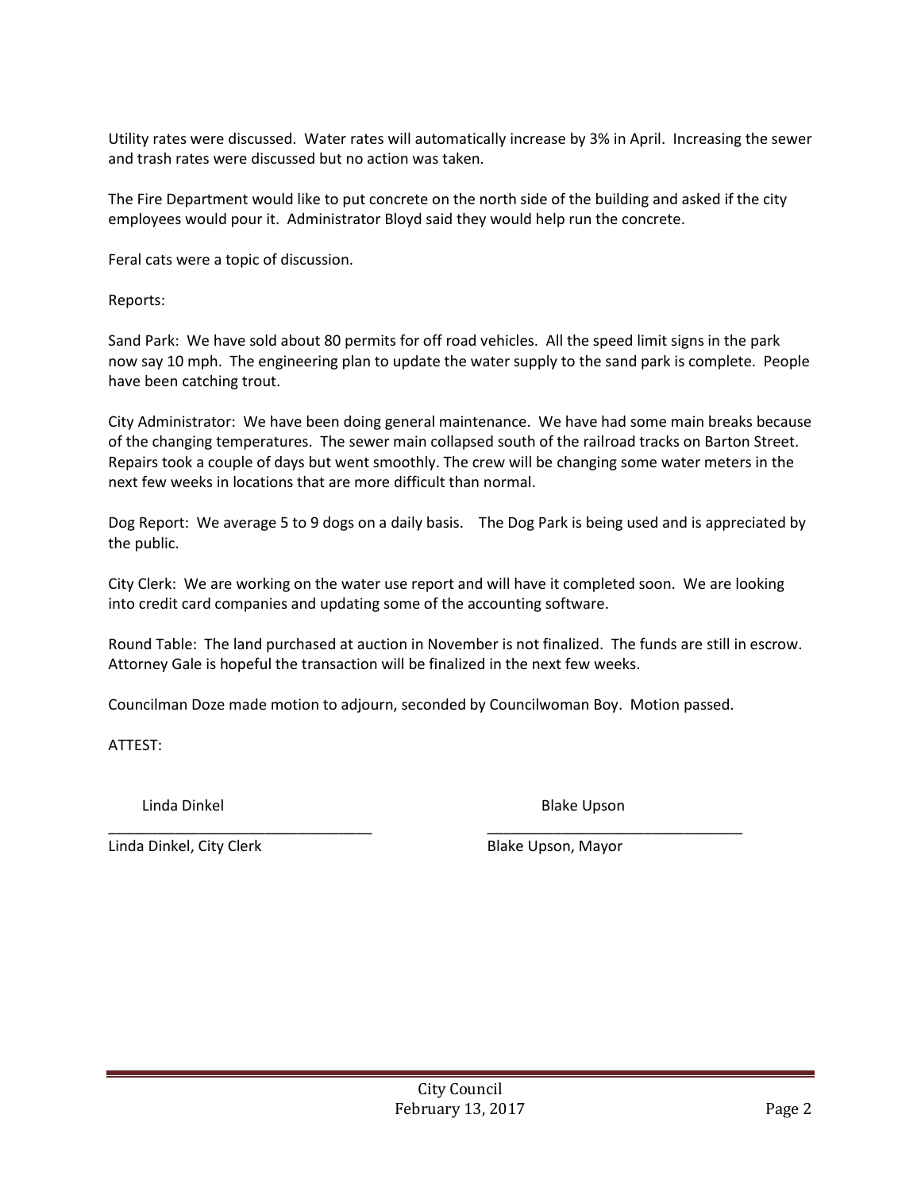Utility rates were discussed. Water rates will automatically increase by 3% in April. Increasing the sewer and trash rates were discussed but no action was taken.

The Fire Department would like to put concrete on the north side of the building and asked if the city employees would pour it. Administrator Bloyd said they would help run the concrete.

Feral cats were a topic of discussion.

Reports:

Sand Park: We have sold about 80 permits for off road vehicles. All the speed limit signs in the park now say 10 mph. The engineering plan to update the water supply to the sand park is complete. People have been catching trout.

City Administrator: We have been doing general maintenance. We have had some main breaks because of the changing temperatures. The sewer main collapsed south of the railroad tracks on Barton Street. Repairs took a couple of days but went smoothly. The crew will be changing some water meters in the next few weeks in locations that are more difficult than normal.

Dog Report: We average 5 to 9 dogs on a daily basis. The Dog Park is being used and is appreciated by the public.

City Clerk: We are working on the water use report and will have it completed soon. We are looking into credit card companies and updating some of the accounting software.

Round Table: The land purchased at auction in November is not finalized. The funds are still in escrow. Attorney Gale is hopeful the transaction will be finalized in the next few weeks.

Councilman Doze made motion to adjourn, seconded by Councilwoman Boy. Motion passed.

ATTEST:

Linda Dinkel

_________________________________

Linda Dinkel, City Clerk

Blake Upson

_________________________________

Blake Upson, Mayor